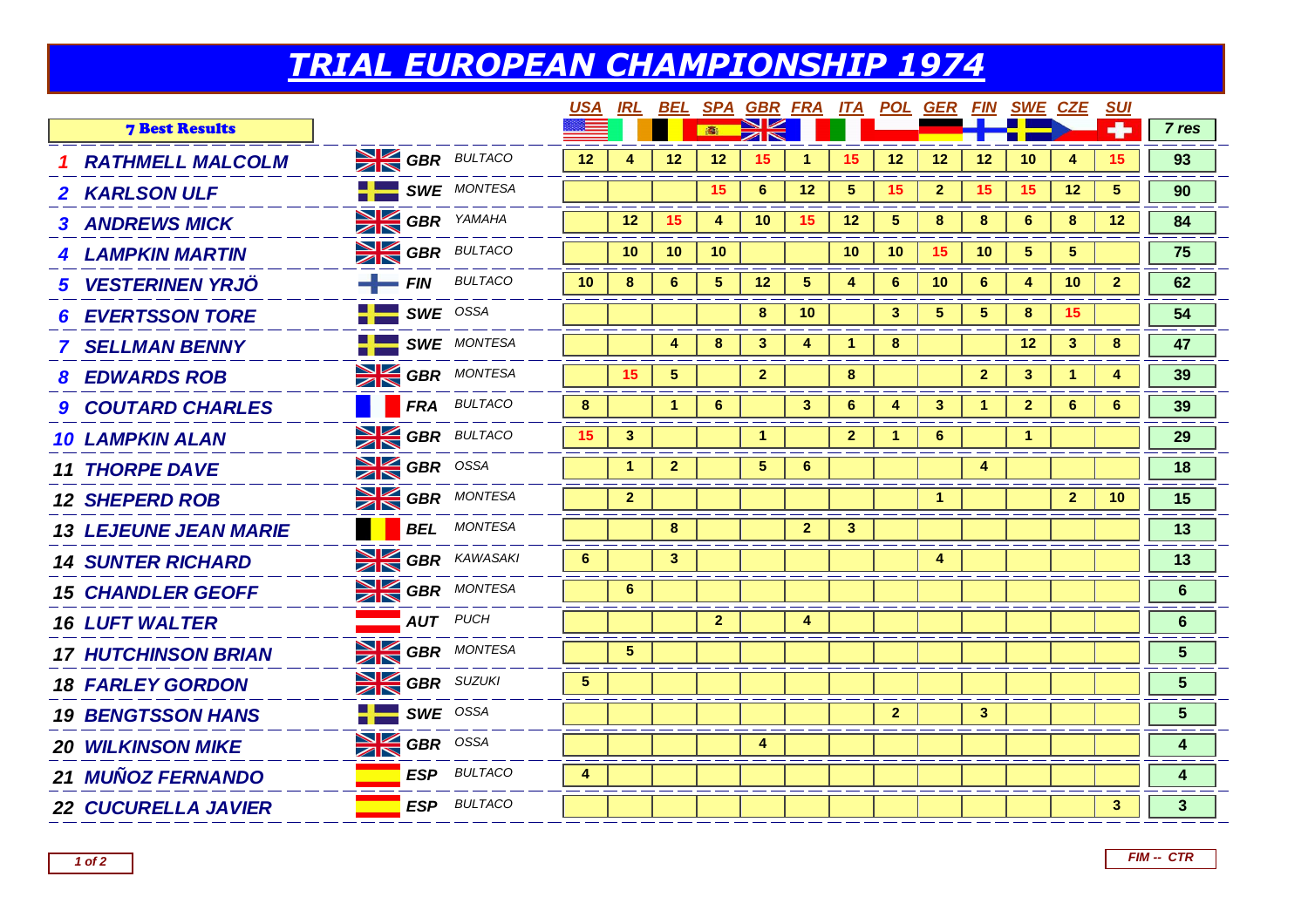# TRIAL EUROPEAN CHAMPIONSHIP 1974

| 7 Best Results | | | | USA | IRL | BEL | SPA | GBR | FRA | ITA | POL | GER | FIN | SWE | CZE | SUI | 7 res |
|---|---|---|---|---|---|---|---|---|---|---|---|---|---|---|---|---|---|
| 1 | RATHMELL MALCOLM | GBR | BULTACO | 12 | 4 | 12 | 12 | 15 | 1 | 15 | 12 | 12 | 12 | 10 | 4 | 15 | 93 |
| 2 | KARLSON ULF | SWE | MONTESA | | | | 15 | 6 | 12 | 5 | 15 | 2 | 15 | 15 | 12 | 5 | 90 |
| 3 | ANDREWS MICK | GBR | YAMAHA | | 12 | 15 | 4 | 10 | 15 | 12 | 5 | 8 | 8 | 6 | 8 | 12 | 84 |
| 4 | LAMPKIN MARTIN | GBR | BULTACO | | 10 | 10 | 10 | | | 10 | 10 | 15 | 10 | 5 | 5 | | 75 |
| 5 | VESTERINEN YRJÖ | FIN | BULTACO | 10 | 8 | 6 | 5 | 12 | 5 | 4 | 6 | 10 | 6 | 4 | 10 | 2 | 62 |
| 6 | EVERTSSON TORE | SWE | OSSA | | | | | 8 | 10 | | 3 | 5 | 5 | 8 | 15 | | 54 |
| 7 | SELLMAN BENNY | SWE | MONTESA | | | 4 | 8 | 3 | 4 | 1 | 8 | | | 12 | 3 | 8 | 47 |
| 8 | EDWARDS ROB | GBR | MONTESA | | 15 | 5 | | 2 | | 8 | | | 2 | 3 | 1 | 4 | 39 |
| 9 | COUTARD CHARLES | FRA | BULTACO | 8 | | 1 | 6 | | 3 | 6 | 4 | 3 | 1 | 2 | 6 | 6 | 39 |
| 10 | LAMPKIN ALAN | GBR | BULTACO | 15 | 3 | | | 1 | | 2 | 1 | 6 | | 1 | | | 29 |
| 11 | THORPE DAVE | GBR | OSSA | | 1 | 2 | | 5 | 6 | | | | 4 | | | | 18 |
| 12 | SHEPERD ROB | GBR | MONTESA | | 2 | | | | | | | 1 | | | 2 | 10 | 15 |
| 13 | LEJEUNE JEAN MARIE | BEL | MONTESA | | | 8 | | | 2 | 3 | | | | | | | 13 |
| 14 | SUNTER RICHARD | GBR | KAWASAKI | 6 | | 3 | | | | | | 4 | | | | | 13 |
| 15 | CHANDLER GEOFF | GBR | MONTESA | | 6 | | | | | | | | | | | | 6 |
| 16 | LUFT WALTER | AUT | PUCH | | | | 2 | | 4 | | | | | | | | 6 |
| 17 | HUTCHINSON BRIAN | GBR | MONTESA | | 5 | | | | | | | | | | | | 5 |
| 18 | FARLEY GORDON | GBR | SUZUKI | 5 | | | | | | | | | | | | | 5 |
| 19 | BENGTSSON HANS | SWE | OSSA | | | | | | | | 2 | | 3 | | | | 5 |
| 20 | WILKINSON MIKE | GBR | OSSA | | | | | 4 | | | | | | | | | 4 |
| 21 | MUÑOZ FERNANDO | ESP | BULTACO | 4 | | | | | | | | | | | | | 4 |
| 22 | CUCURELLA JAVIER | ESP | BULTACO | | | | | | | | | | | | | 3 | 3 |

FIM -- CTR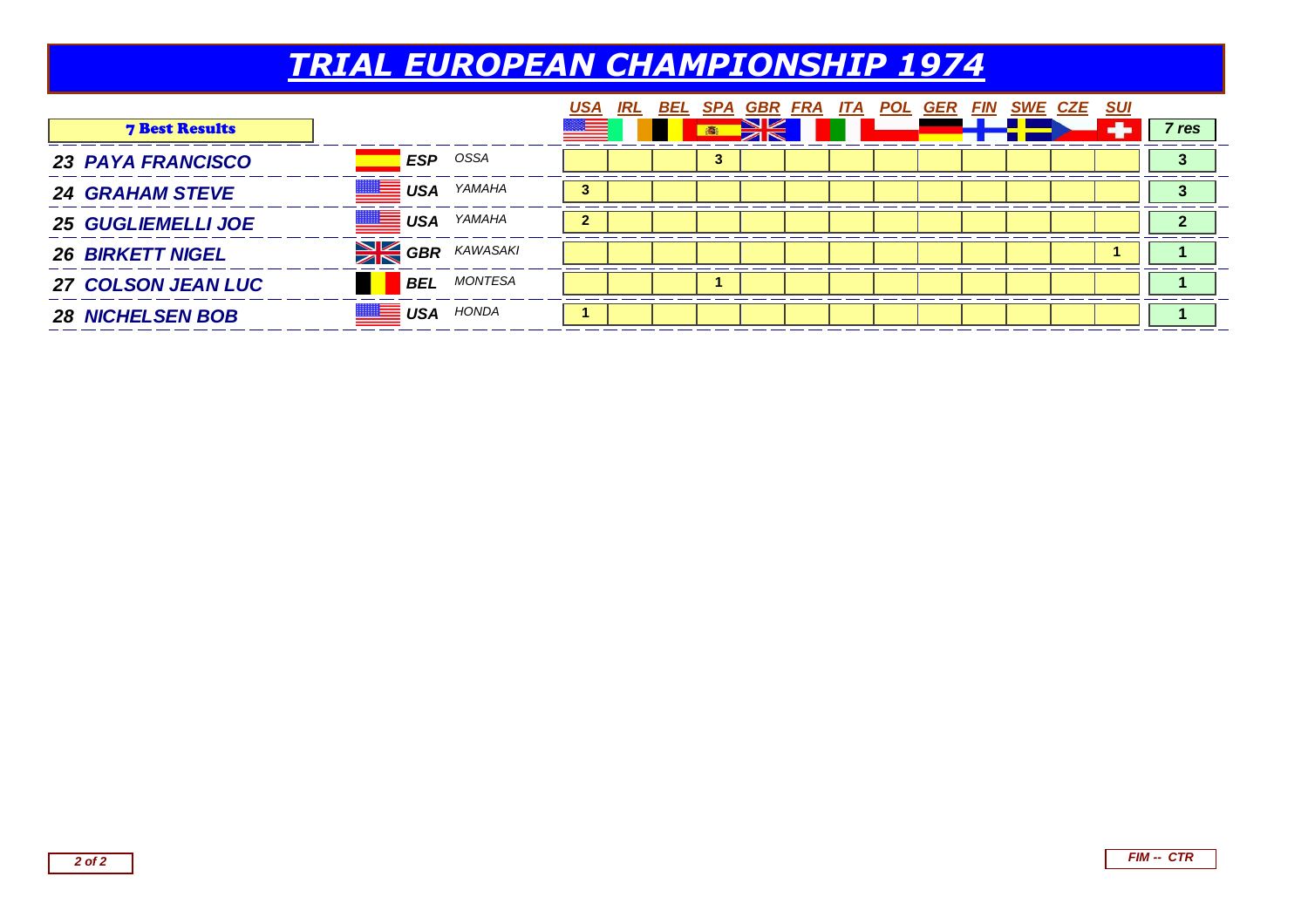# TRIAL EUROPEAN CHAMPIONSHIP 1974

| 7 Best Results | | | USA | IRL | BEL | SPA | GBR | FRA | ITA | POL | GER | FIN | SWE | CZE | SUI | 7 res |
|---|---|---|---|---|---|---|---|---|---|---|---|---|---|---|---|---|
| 23 PAYA FRANCISCO | ESP | OSSA | | | | 3 | | | | | | | | | | 3 |
| 24 GRAHAM STEVE | USA | YAMAHA | 3 | | | | | | | | | | | | | 3 |
| 25 GUGLIEMELLI JOE | USA | YAMAHA | 2 | | | | | | | | | | | | | 2 |
| 26 BIRKETT NIGEL | GBR | KAWASAKI | | | | | | | | | | | | | 1 | 1 |
| 27 COLSON JEAN LUC | BEL | MONTESA | | | | 1 | | | | | | | | | | 1 |
| 28 NICHELSEN BOB | USA | HONDA | 1 | | | | | | | | | | | | | 1 |

FIM -- CTR